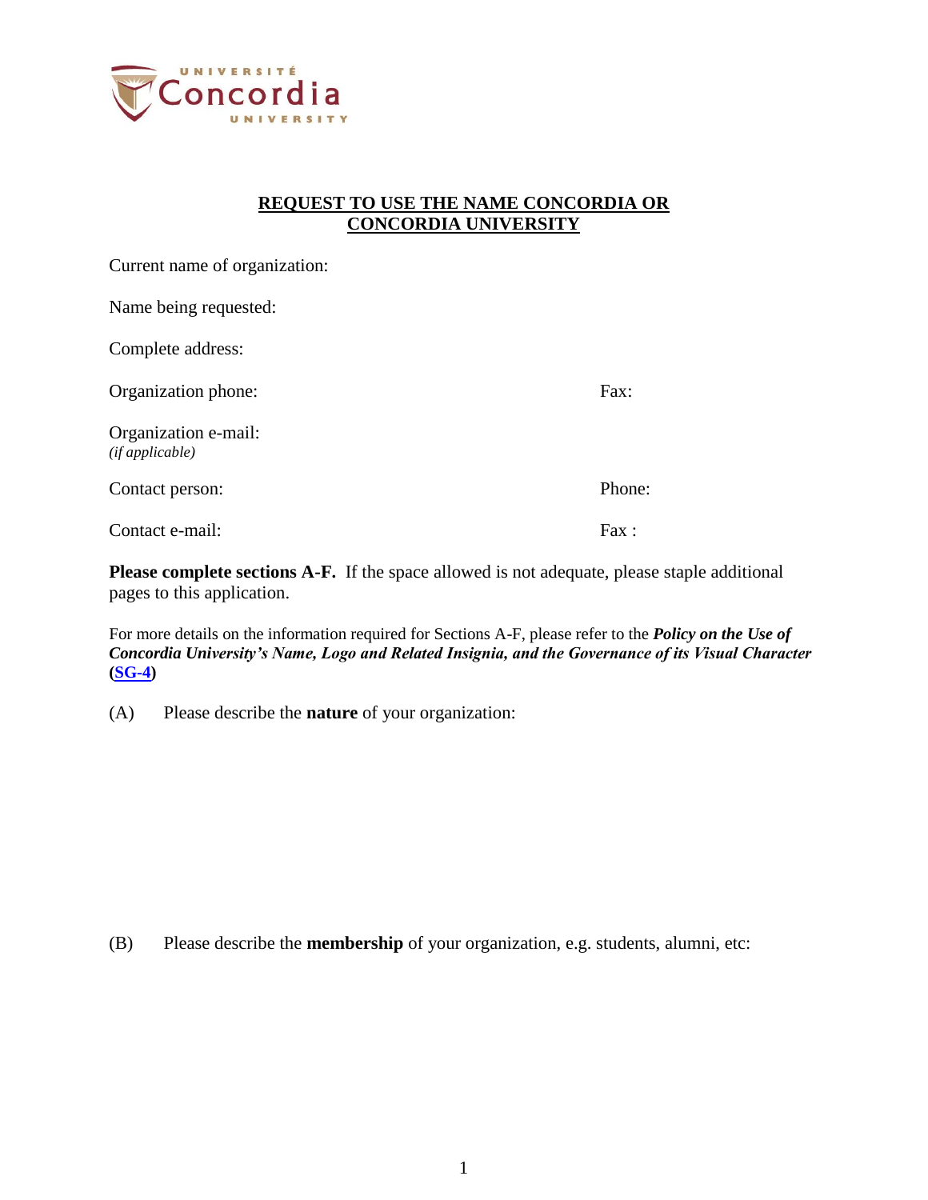# REQUEST TO USE THE NAME CONCORDIA OR CONCORDIA UNIVERSITY

Current name of organization:

Name being requested:

Complete address:

Organization phone: Fax:

Organization e-mail:
*(if applicable)*

Contact person: Phone:

Contact e-mail: Fax :

**Please complete sections A-F.** If the space allowed is not adequate, please staple additional pages to this application.

For more details on the information required for Sections A-F, please refer to the ***Policy on the Use of Concordia University's Name, Logo and Related Insignia, and the Governance of its Visual Character* (SG-4)**

(A) Please describe the **nature** of your organization:

(B) Please describe the **membership** of your organization, e.g. students, alumni, etc: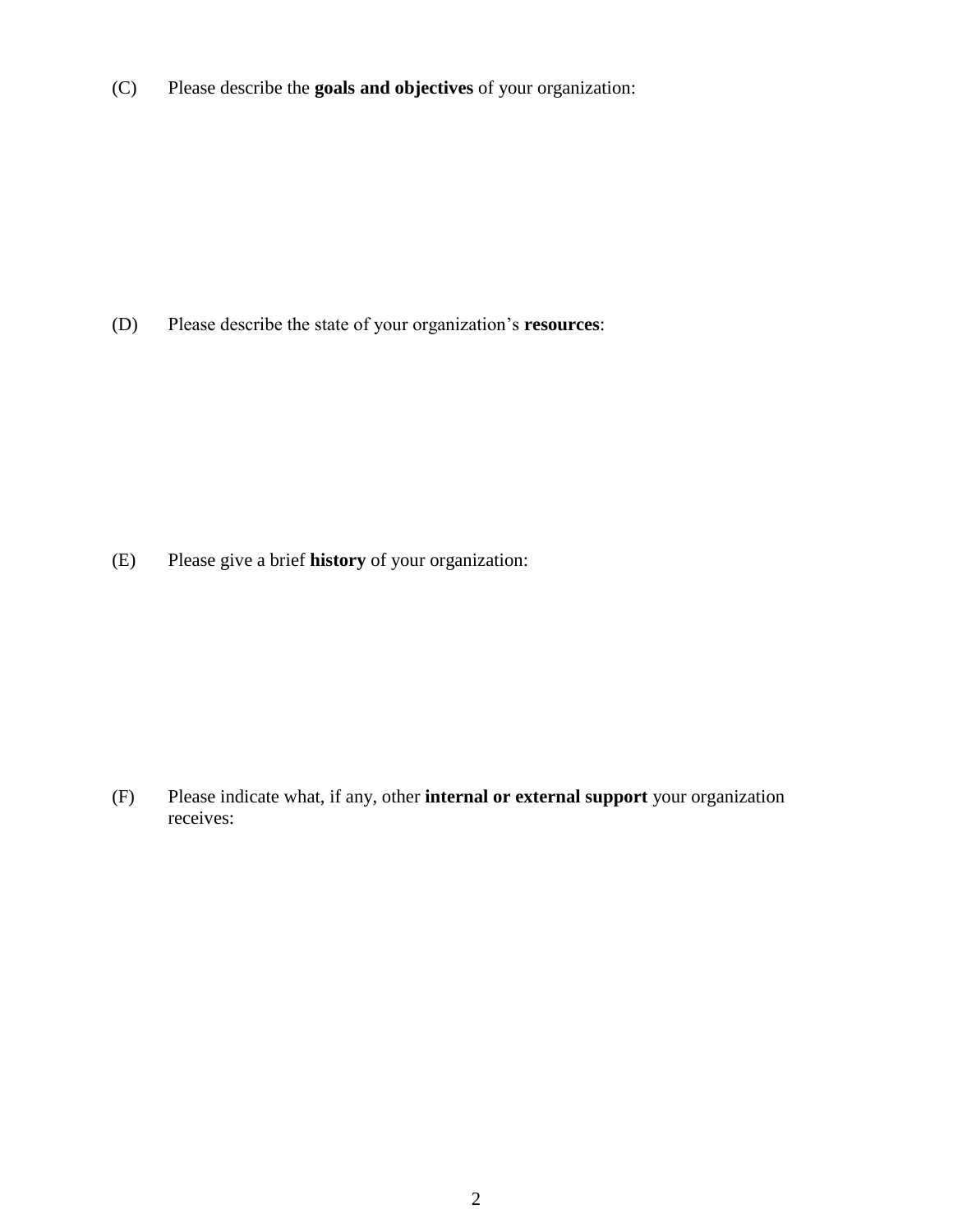(C) Please describe the **goals and objectives** of your organization:

(D) Please describe the state of your organization's **resources**:

(E) Please give a brief **history** of your organization:

(F) Please indicate what, if any, other **internal or external support** your organization receives: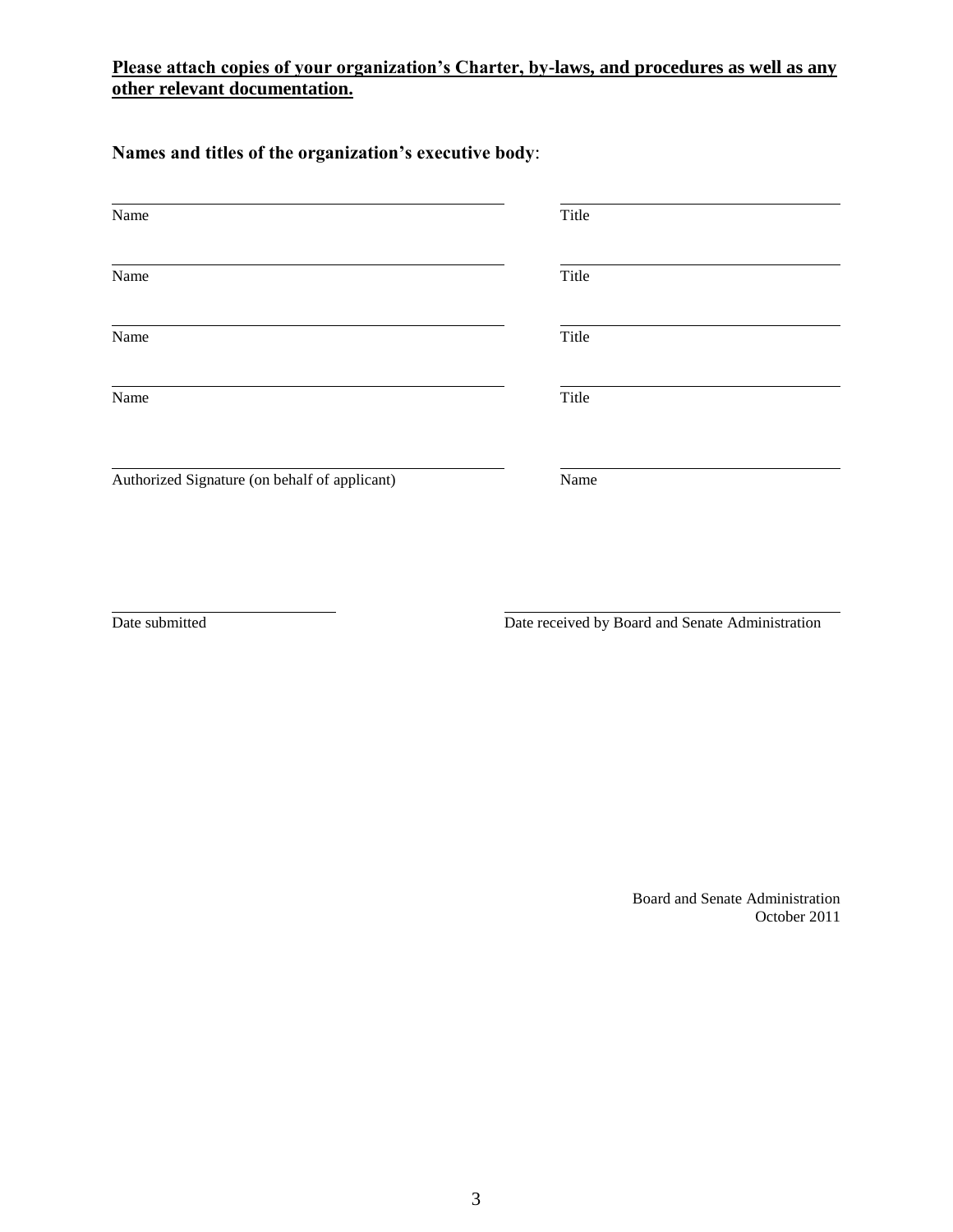**<u>Please attach copies of your organization's Charter, by-laws, and procedures as well as any other relevant documentation.</u>**

**Names and titles of the organization's executive body**:

| | |
|---|---|
| \_\_\_\_\_\_\_\_\_\_\_\_\_\_\_\_\_\_\_\_\_\_\_\_\_\_\_\_\_\_ | \_\_\_\_\_\_\_\_\_\_\_\_\_\_\_\_\_\_\_\_ |
| Name | Title |
| \_\_\_\_\_\_\_\_\_\_\_\_\_\_\_\_\_\_\_\_\_\_\_\_\_\_\_\_\_\_ | \_\_\_\_\_\_\_\_\_\_\_\_\_\_\_\_\_\_\_\_ |
| Name | Title |
| \_\_\_\_\_\_\_\_\_\_\_\_\_\_\_\_\_\_\_\_\_\_\_\_\_\_\_\_\_\_ | \_\_\_\_\_\_\_\_\_\_\_\_\_\_\_\_\_\_\_\_ |
| Name | Title |
| \_\_\_\_\_\_\_\_\_\_\_\_\_\_\_\_\_\_\_\_\_\_\_\_\_\_\_\_\_\_ | \_\_\_\_\_\_\_\_\_\_\_\_\_\_\_\_\_\_\_\_ |
| Name | Title |
| \_\_\_\_\_\_\_\_\_\_\_\_\_\_\_\_\_\_\_\_\_\_\_\_\_\_\_\_\_\_ | \_\_\_\_\_\_\_\_\_\_\_\_\_\_\_\_\_\_\_\_ |
| Authorized Signature (on behalf of applicant) | Name |
| \_\_\_\_\_\_\_\_\_\_\_\_\_\_\_\_\_\_\_\_ | \_\_\_\_\_\_\_\_\_\_\_\_\_\_\_\_\_\_\_\_\_\_\_\_\_\_\_\_\_\_ |
| Date submitted | Date received by Board and Senate Administration |

Board and Senate Administration
October 2011